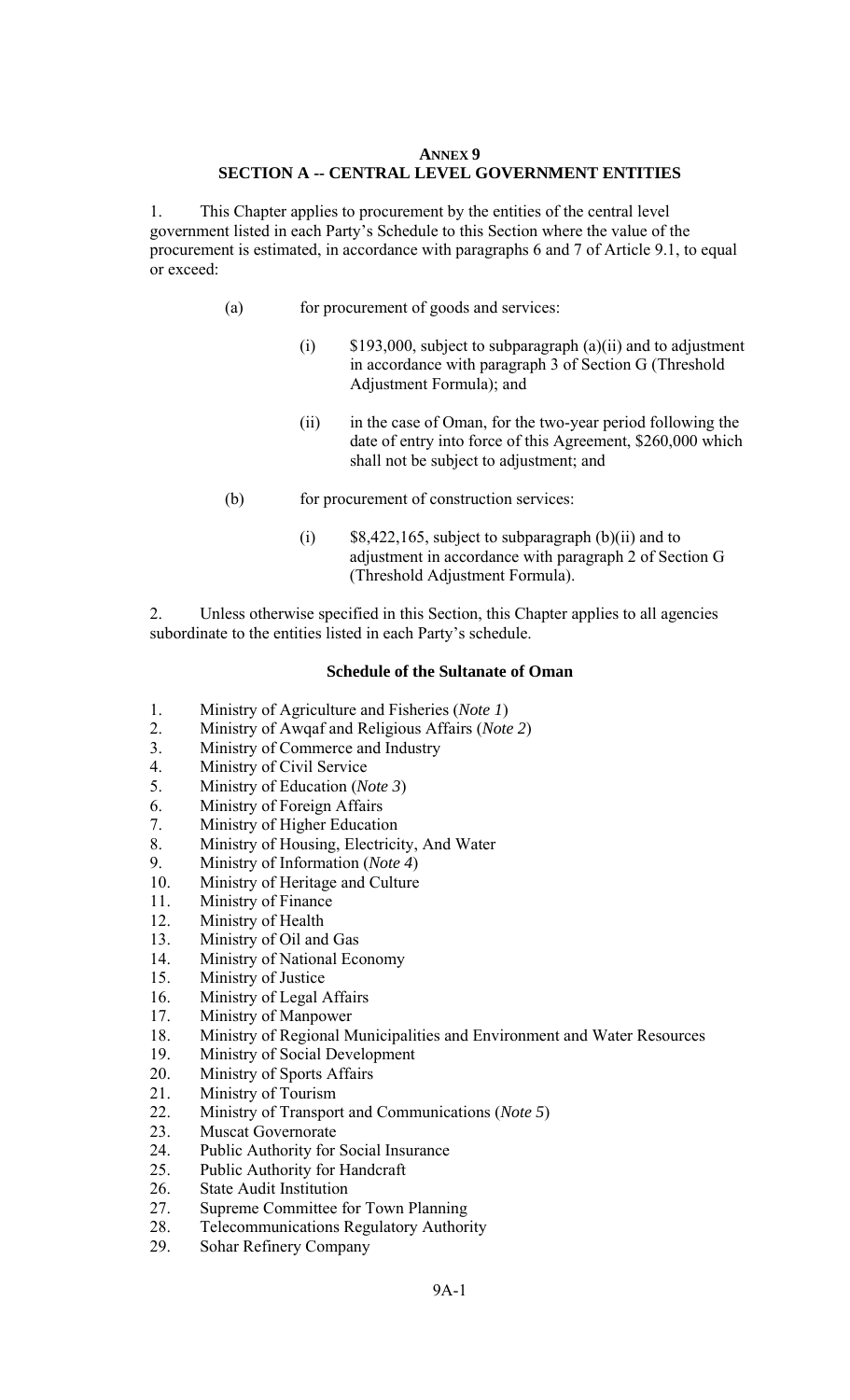# ANNEX 9

## SECTION A -- CENTRAL LEVEL GOVERNMENT ENTITIES

1. This Chapter applies to procurement by the entities of the central level government listed in each Party's Schedule to this Section where the value of the procurement is estimated, in accordance with paragraphs 6 and 7 of Article 9.1, to equal or exceed:

   (a) for procurement of goods and services:

      (i) $193,000, subject to subparagraph (a)(ii) and to adjustment in accordance with paragraph 3 of Section G (Threshold Adjustment Formula); and

      (ii) in the case of Oman, for the two-year period following the date of entry into force of this Agreement, $260,000 which shall not be subject to adjustment; and

   (b) for procurement of construction services:

      (i) $8,422,165, subject to subparagraph (b)(ii) and to adjustment in accordance with paragraph 2 of Section G (Threshold Adjustment Formula).

2. Unless otherwise specified in this Section, this Chapter applies to all agencies subordinate to the entities listed in each Party's schedule.

### Schedule of the Sultanate of Oman

1. Ministry of Agriculture and Fisheries (*Note 1*)
2. Ministry of Awqaf and Religious Affairs (*Note 2*)
3. Ministry of Commerce and Industry
4. Ministry of Civil Service
5. Ministry of Education (*Note 3*)
6. Ministry of Foreign Affairs
7. Ministry of Higher Education
8. Ministry of Housing, Electricity, And Water
9. Ministry of Information (*Note 4*)
10. Ministry of Heritage and Culture
11. Ministry of Finance
12. Ministry of Health
13. Ministry of Oil and Gas
14. Ministry of National Economy
15. Ministry of Justice
16. Ministry of Legal Affairs
17. Ministry of Manpower
18. Ministry of Regional Municipalities and Environment and Water Resources
19. Ministry of Social Development
20. Ministry of Sports Affairs
21. Ministry of Tourism
22. Ministry of Transport and Communications (*Note 5*)
23. Muscat Governorate
24. Public Authority for Social Insurance
25. Public Authority for Handcraft
26. State Audit Institution
27. Supreme Committee for Town Planning
28. Telecommunications Regulatory Authority
29. Sohar Refinery Company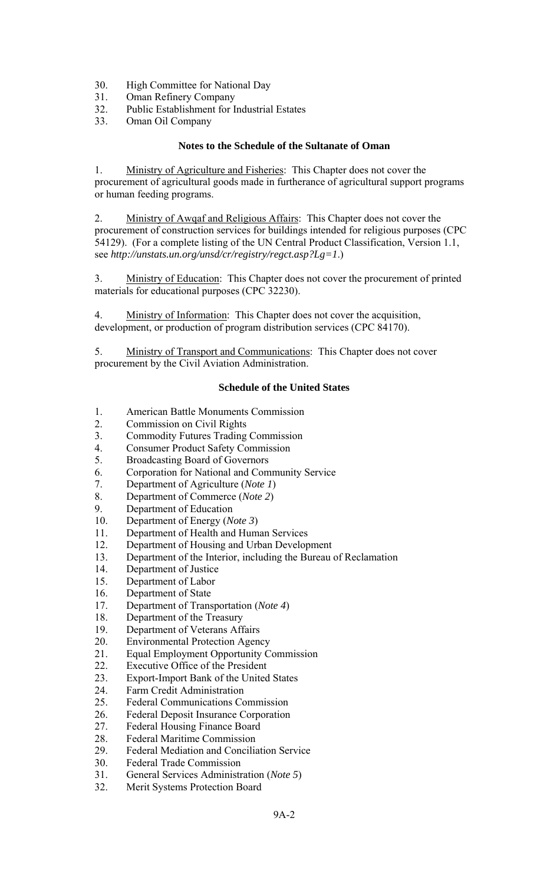30. High Committee for National Day
31. Oman Refinery Company
32. Public Establishment for Industrial Estates
33. Oman Oil Company

**Notes to the Schedule of the Sultanate of Oman**

1. Ministry of Agriculture and Fisheries: This Chapter does not cover the procurement of agricultural goods made in furtherance of agricultural support programs or human feeding programs.

2. Ministry of Awqaf and Religious Affairs: This Chapter does not cover the procurement of construction services for buildings intended for religious purposes (CPC 54129). (For a complete listing of the UN Central Product Classification, Version 1.1, see *http://unstats.un.org/unsd/cr/registry/regct.asp?Lg=1*.)

3. Ministry of Education: This Chapter does not cover the procurement of printed materials for educational purposes (CPC 32230).

4. Ministry of Information: This Chapter does not cover the acquisition, development, or production of program distribution services (CPC 84170).

5. Ministry of Transport and Communications: This Chapter does not cover procurement by the Civil Aviation Administration.

**Schedule of the United States**

1. American Battle Monuments Commission
2. Commission on Civil Rights
3. Commodity Futures Trading Commission
4. Consumer Product Safety Commission
5. Broadcasting Board of Governors
6. Corporation for National and Community Service
7. Department of Agriculture (*Note 1*)
8. Department of Commerce (*Note 2*)
9. Department of Education
10. Department of Energy (*Note 3*)
11. Department of Health and Human Services
12. Department of Housing and Urban Development
13. Department of the Interior, including the Bureau of Reclamation
14. Department of Justice
15. Department of Labor
16. Department of State
17. Department of Transportation (*Note 4*)
18. Department of the Treasury
19. Department of Veterans Affairs
20. Environmental Protection Agency
21. Equal Employment Opportunity Commission
22. Executive Office of the President
23. Export-Import Bank of the United States
24. Farm Credit Administration
25. Federal Communications Commission
26. Federal Deposit Insurance Corporation
27. Federal Housing Finance Board
28. Federal Maritime Commission
29. Federal Mediation and Conciliation Service
30. Federal Trade Commission
31. General Services Administration (*Note 5*)
32. Merit Systems Protection Board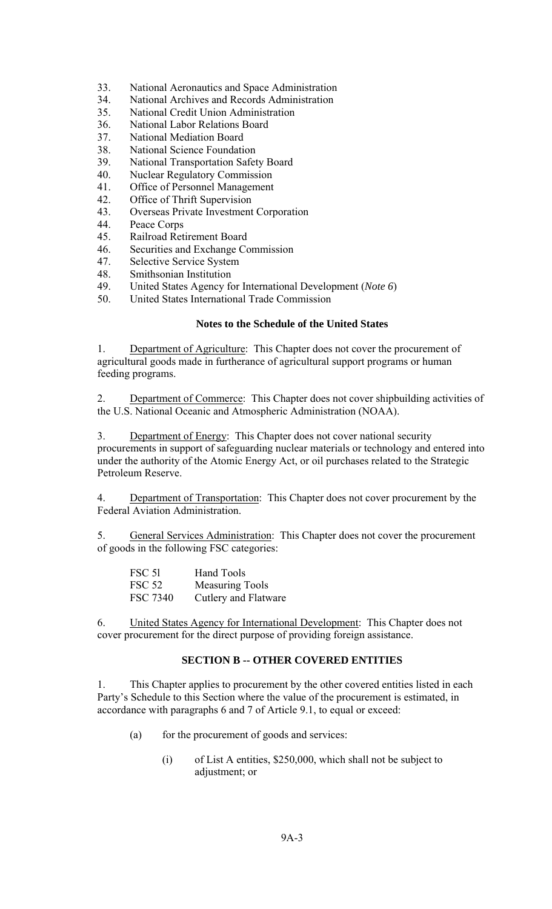33. National Aeronautics and Space Administration
34. National Archives and Records Administration
35. National Credit Union Administration
36. National Labor Relations Board
37. National Mediation Board
38. National Science Foundation
39. National Transportation Safety Board
40. Nuclear Regulatory Commission
41. Office of Personnel Management
42. Office of Thrift Supervision
43. Overseas Private Investment Corporation
44. Peace Corps
45. Railroad Retirement Board
46. Securities and Exchange Commission
47. Selective Service System
48. Smithsonian Institution
49. United States Agency for International Development (*Note 6*)
50. United States International Trade Commission

**Notes to the Schedule of the United States**

1. Department of Agriculture: This Chapter does not cover the procurement of agricultural goods made in furtherance of agricultural support programs or human feeding programs.

2. Department of Commerce: This Chapter does not cover shipbuilding activities of the U.S. National Oceanic and Atmospheric Administration (NOAA).

3. Department of Energy: This Chapter does not cover national security procurements in support of safeguarding nuclear materials or technology and entered into under the authority of the Atomic Energy Act, or oil purchases related to the Strategic Petroleum Reserve.

4. Department of Transportation: This Chapter does not cover procurement by the Federal Aviation Administration.

5. General Services Administration: This Chapter does not cover the procurement of goods in the following FSC categories:

| | |
|---|---|
| FSC 5l | Hand Tools |
| FSC 52 | Measuring Tools |
| FSC 7340 | Cutlery and Flatware |

6. United States Agency for International Development: This Chapter does not cover procurement for the direct purpose of providing foreign assistance.

**SECTION B -- OTHER COVERED ENTITIES**

1. This Chapter applies to procurement by the other covered entities listed in each Party's Schedule to this Section where the value of the procurement is estimated, in accordance with paragraphs 6 and 7 of Article 9.1, to equal or exceed:

   (a) for the procurement of goods and services:

      (i) of List A entities, \$250,000, which shall not be subject to adjustment; or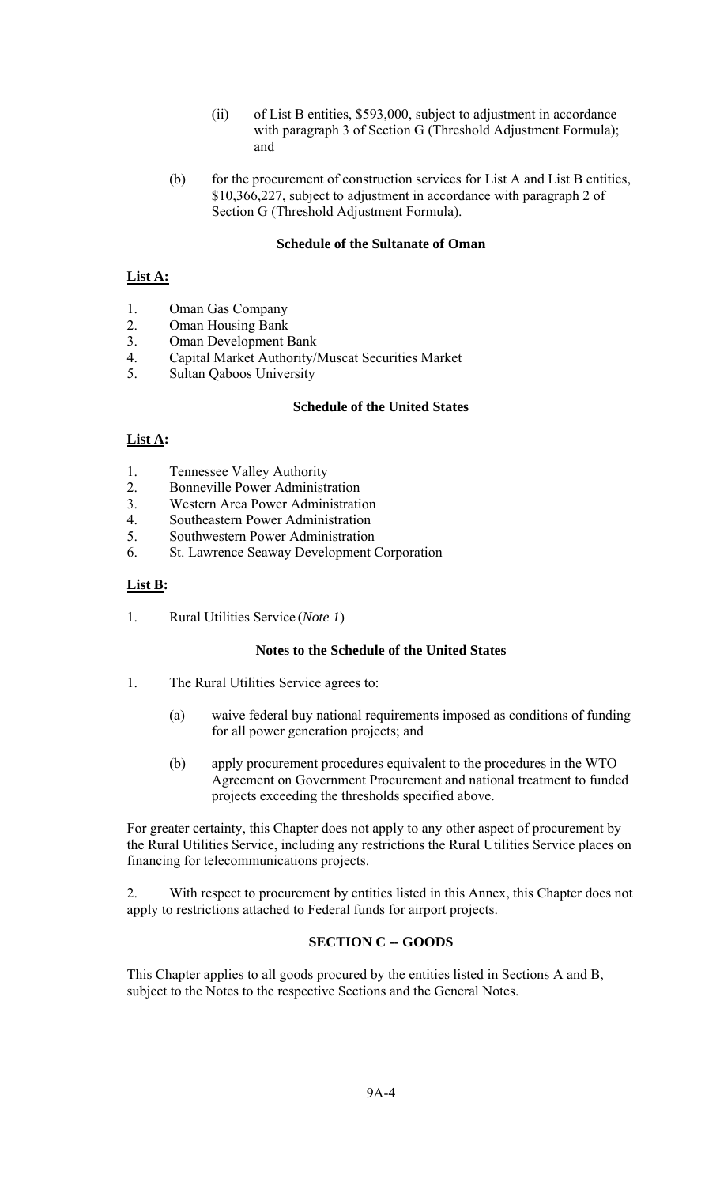(ii) of List B entities, $593,000, subject to adjustment in accordance with paragraph 3 of Section G (Threshold Adjustment Formula); and

(b) for the procurement of construction services for List A and List B entities, $10,366,227, subject to adjustment in accordance with paragraph 2 of Section G (Threshold Adjustment Formula).

**Schedule of the Sultanate of Oman**

**List A:**

1. Oman Gas Company
2. Oman Housing Bank
3. Oman Development Bank
4. Capital Market Authority/Muscat Securities Market
5. Sultan Qaboos University

**Schedule of the United States**

**List A:**

1. Tennessee Valley Authority
2. Bonneville Power Administration
3. Western Area Power Administration
4. Southeastern Power Administration
5. Southwestern Power Administration
6. St. Lawrence Seaway Development Corporation

**List B:**

1. Rural Utilities Service (*Note 1*)

**Notes to the Schedule of the United States**

1. The Rural Utilities Service agrees to:

   (a) waive federal buy national requirements imposed as conditions of funding for all power generation projects; and

   (b) apply procurement procedures equivalent to the procedures in the WTO Agreement on Government Procurement and national treatment to funded projects exceeding the thresholds specified above.

For greater certainty, this Chapter does not apply to any other aspect of procurement by the Rural Utilities Service, including any restrictions the Rural Utilities Service places on financing for telecommunications projects.

2. With respect to procurement by entities listed in this Annex, this Chapter does not apply to restrictions attached to Federal funds for airport projects.

**SECTION C -- GOODS**

This Chapter applies to all goods procured by the entities listed in Sections A and B, subject to the Notes to the respective Sections and the General Notes.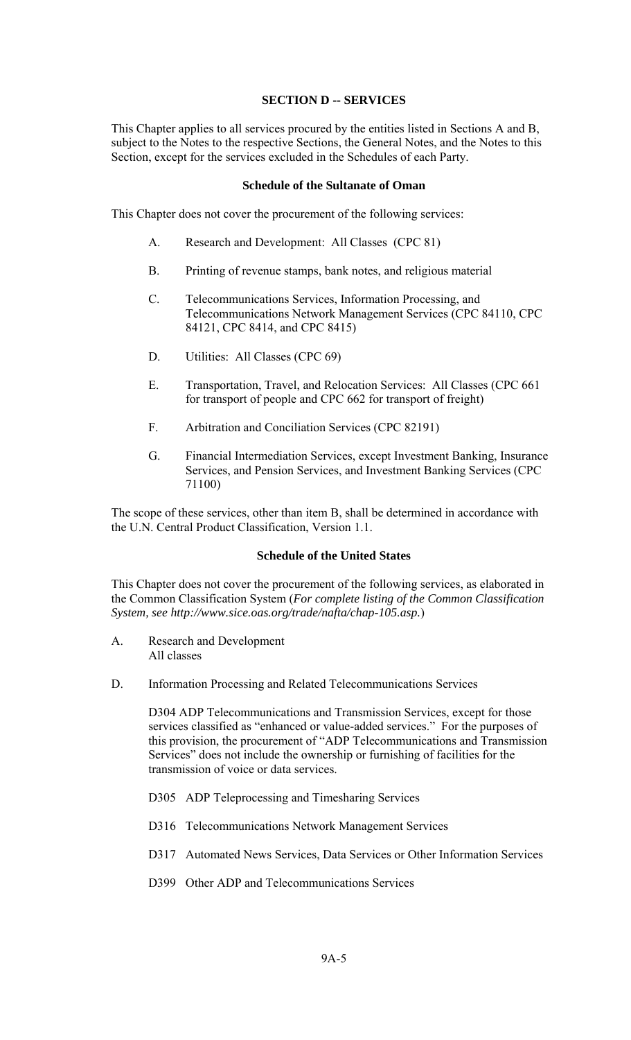### SECTION D -- SERVICES

This Chapter applies to all services procured by the entities listed in Sections A and B, subject to the Notes to the respective Sections, the General Notes, and the Notes to this Section, except for the services excluded in the Schedules of each Party.

#### Schedule of the Sultanate of Oman

This Chapter does not cover the procurement of the following services:

A. Research and Development: All Classes (CPC 81)

B. Printing of revenue stamps, bank notes, and religious material

C. Telecommunications Services, Information Processing, and Telecommunications Network Management Services (CPC 84110, CPC 84121, CPC 8414, and CPC 8415)

D. Utilities: All Classes (CPC 69)

E. Transportation, Travel, and Relocation Services: All Classes (CPC 661 for transport of people and CPC 662 for transport of freight)

F. Arbitration and Conciliation Services (CPC 82191)

G. Financial Intermediation Services, except Investment Banking, Insurance Services, and Pension Services, and Investment Banking Services (CPC 71100)

The scope of these services, other than item B, shall be determined in accordance with the U.N. Central Product Classification, Version 1.1.

#### Schedule of the United States

This Chapter does not cover the procurement of the following services, as elaborated in the Common Classification System (*For complete listing of the Common Classification System, see http://www.sice.oas.org/trade/nafta/chap-105.asp.*)

A. Research and Development
All classes

D. Information Processing and Related Telecommunications Services

D304 ADP Telecommunications and Transmission Services, except for those services classified as "enhanced or value-added services." For the purposes of this provision, the procurement of "ADP Telecommunications and Transmission Services" does not include the ownership or furnishing of facilities for the transmission of voice or data services.

D305 ADP Teleprocessing and Timesharing Services

D316 Telecommunications Network Management Services

D317 Automated News Services, Data Services or Other Information Services

D399 Other ADP and Telecommunications Services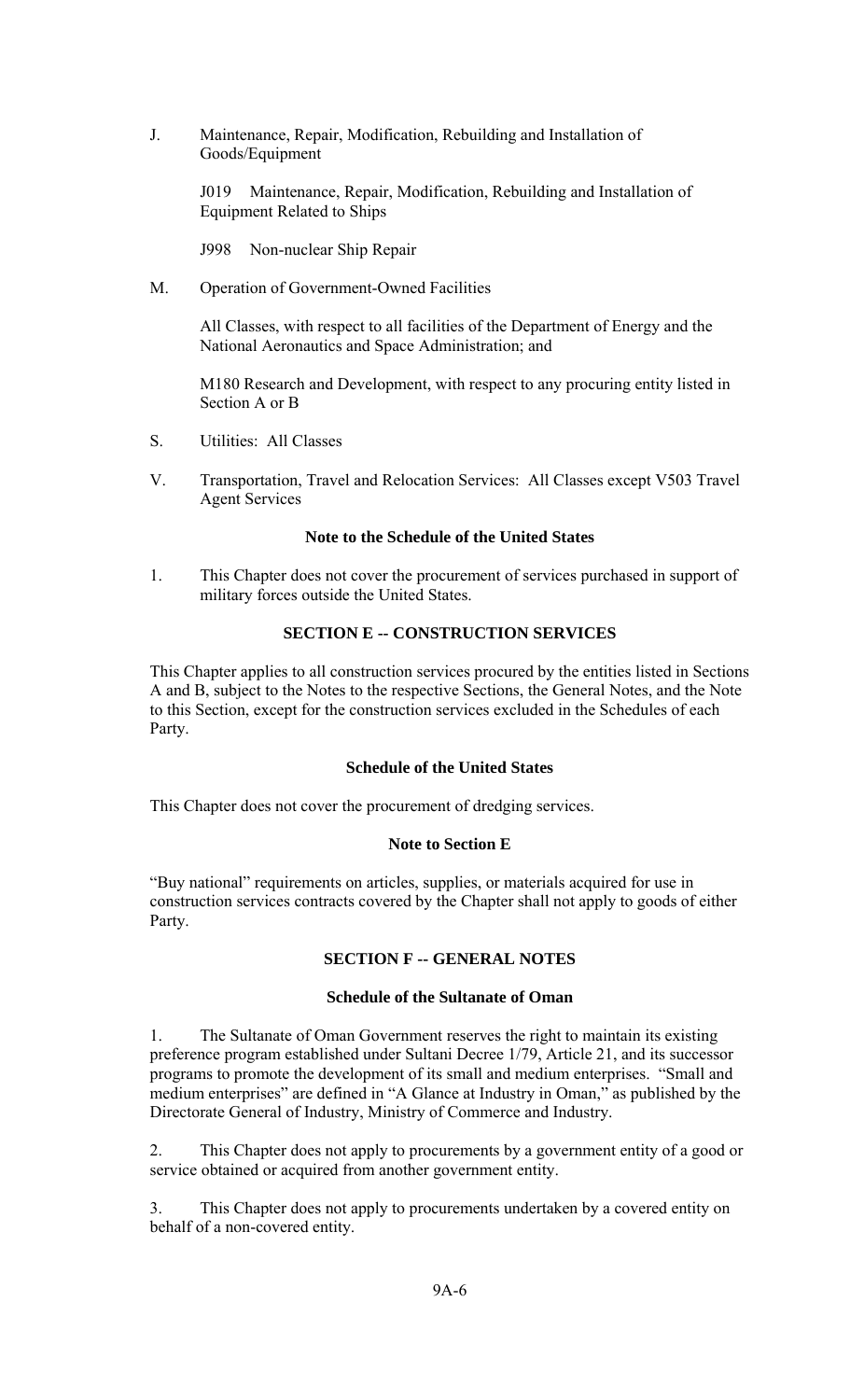J. Maintenance, Repair, Modification, Rebuilding and Installation of Goods/Equipment

J019 Maintenance, Repair, Modification, Rebuilding and Installation of Equipment Related to Ships

J998 Non-nuclear Ship Repair

M. Operation of Government-Owned Facilities

All Classes, with respect to all facilities of the Department of Energy and the National Aeronautics and Space Administration; and

M180 Research and Development, with respect to any procuring entity listed in Section A or B

S. Utilities: All Classes

V. Transportation, Travel and Relocation Services: All Classes except V503 Travel Agent Services

**Note to the Schedule of the United States**

1. This Chapter does not cover the procurement of services purchased in support of military forces outside the United States.

## SECTION E -- CONSTRUCTION SERVICES

This Chapter applies to all construction services procured by the entities listed in Sections A and B, subject to the Notes to the respective Sections, the General Notes, and the Note to this Section, except for the construction services excluded in the Schedules of each Party.

**Schedule of the United States**

This Chapter does not cover the procurement of dredging services.

**Note to Section E**

"Buy national" requirements on articles, supplies, or materials acquired for use in construction services contracts covered by the Chapter shall not apply to goods of either Party.

## SECTION F -- GENERAL NOTES

**Schedule of the Sultanate of Oman**

1. The Sultanate of Oman Government reserves the right to maintain its existing preference program established under Sultani Decree 1/79, Article 21, and its successor programs to promote the development of its small and medium enterprises. "Small and medium enterprises" are defined in "A Glance at Industry in Oman," as published by the Directorate General of Industry, Ministry of Commerce and Industry.

2. This Chapter does not apply to procurements by a government entity of a good or service obtained or acquired from another government entity.

3. This Chapter does not apply to procurements undertaken by a covered entity on behalf of a non-covered entity.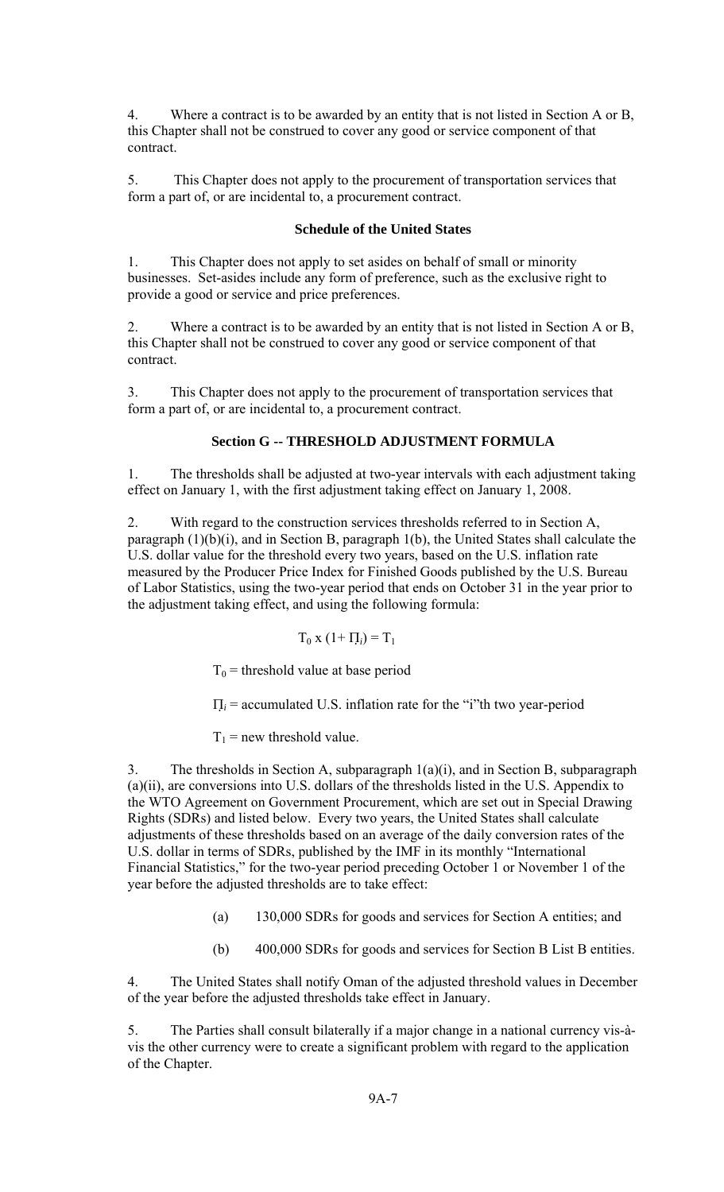4. Where a contract is to be awarded by an entity that is not listed in Section A or B, this Chapter shall not be construed to cover any good or service component of that contract.

5. This Chapter does not apply to the procurement of transportation services that form a part of, or are incidental to, a procurement contract.

**Schedule of the United States**

1. This Chapter does not apply to set asides on behalf of small or minority businesses. Set-asides include any form of preference, such as the exclusive right to provide a good or service and price preferences.

2. Where a contract is to be awarded by an entity that is not listed in Section A or B, this Chapter shall not be construed to cover any good or service component of that contract.

3. This Chapter does not apply to the procurement of transportation services that form a part of, or are incidental to, a procurement contract.

**Section G -- THRESHOLD ADJUSTMENT FORMULA**

1. The thresholds shall be adjusted at two-year intervals with each adjustment taking effect on January 1, with the first adjustment taking effect on January 1, 2008.

2. With regard to the construction services thresholds referred to in Section A, paragraph (1)(b)(i), and in Section B, paragraph 1(b), the United States shall calculate the U.S. dollar value for the threshold every two years, based on the U.S. inflation rate measured by the Producer Price Index for Finished Goods published by the U.S. Bureau of Labor Statistics, using the two-year period that ends on October 31 in the year prior to the adjustment taking effect, and using the following formula:

$$T_0 \times (1 + \Pi_i) = T_1$$

$T_0$ = threshold value at base period

$\Pi_i$ = accumulated U.S. inflation rate for the "i"th two year-period

$T_1$ = new threshold value.

3. The thresholds in Section A, subparagraph 1(a)(i), and in Section B, subparagraph (a)(ii), are conversions into U.S. dollars of the thresholds listed in the U.S. Appendix to the WTO Agreement on Government Procurement, which are set out in Special Drawing Rights (SDRs) and listed below. Every two years, the United States shall calculate adjustments of these thresholds based on an average of the daily conversion rates of the U.S. dollar in terms of SDRs, published by the IMF in its monthly "International Financial Statistics," for the two-year period preceding October 1 or November 1 of the year before the adjusted thresholds are to take effect:

(a) 130,000 SDRs for goods and services for Section A entities; and

(b) 400,000 SDRs for goods and services for Section B List B entities.

4. The United States shall notify Oman of the adjusted threshold values in December of the year before the adjusted thresholds take effect in January.

5. The Parties shall consult bilaterally if a major change in a national currency vis-à-vis the other currency were to create a significant problem with regard to the application of the Chapter.